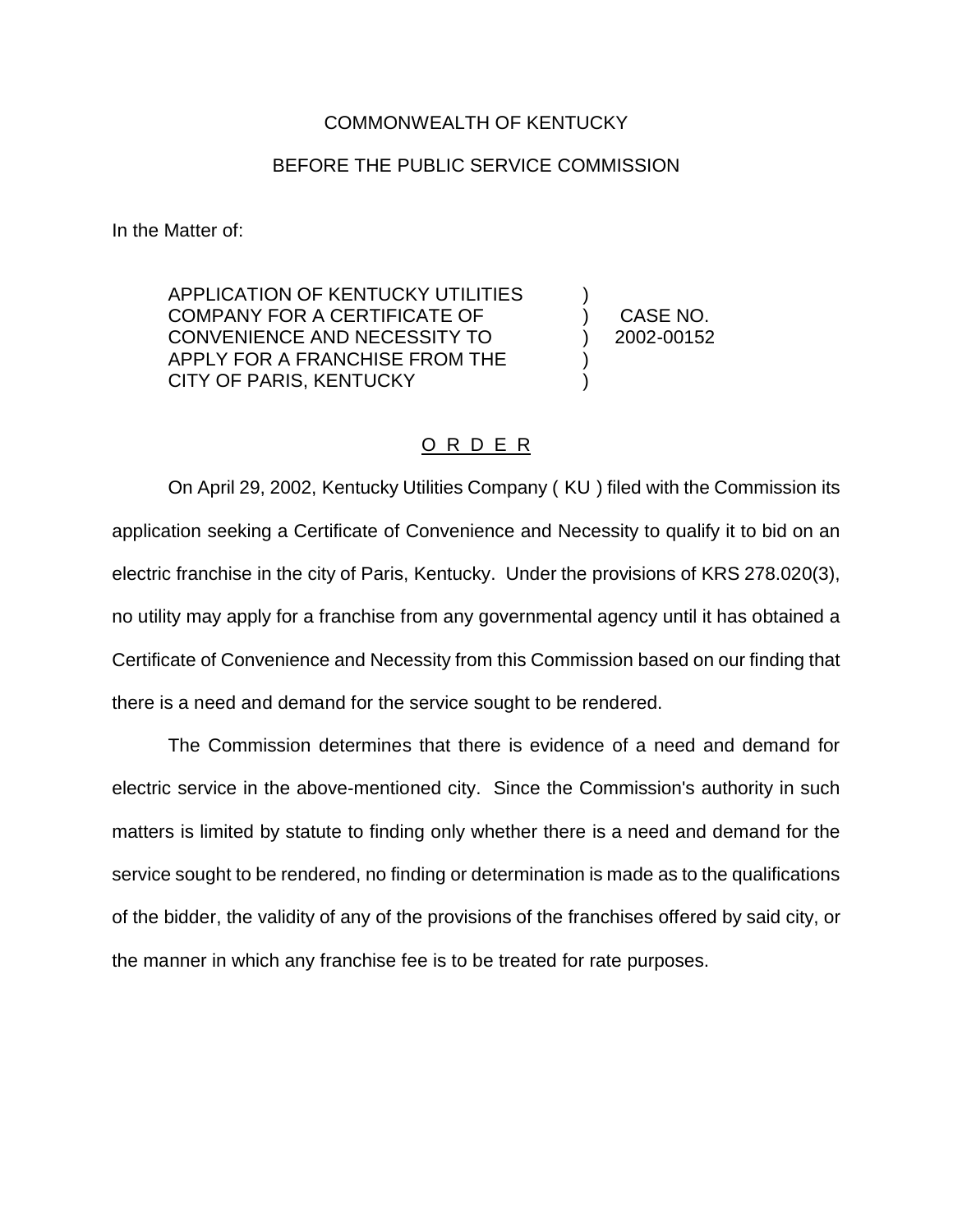COMMONWEALTH OF KENTUCKY

BEFORE THE PUBLIC SERVICE COMMISSION

In the Matter of:

| | | |
|---|---|---|
| APPLICATION OF KENTUCKY UTILITIES COMPANY FOR A CERTIFICATE OF CONVENIENCE AND NECESSITY TO APPLY FOR A FRANCHISE FROM THE CITY OF PARIS, KENTUCKY | ) ) ) ) ) | CASE NO. 2002-00152 |

## O R D E R

On April 29, 2002, Kentucky Utilities Company ( KU ) filed with the Commission its application seeking a Certificate of Convenience and Necessity to qualify it to bid on an electric franchise in the city of Paris, Kentucky. Under the provisions of KRS 278.020(3), no utility may apply for a franchise from any governmental agency until it has obtained a Certificate of Convenience and Necessity from this Commission based on our finding that there is a need and demand for the service sought to be rendered.

The Commission determines that there is evidence of a need and demand for electric service in the above-mentioned city. Since the Commission's authority in such matters is limited by statute to finding only whether there is a need and demand for the service sought to be rendered, no finding or determination is made as to the qualifications of the bidder, the validity of any of the provisions of the franchises offered by said city, or the manner in which any franchise fee is to be treated for rate purposes.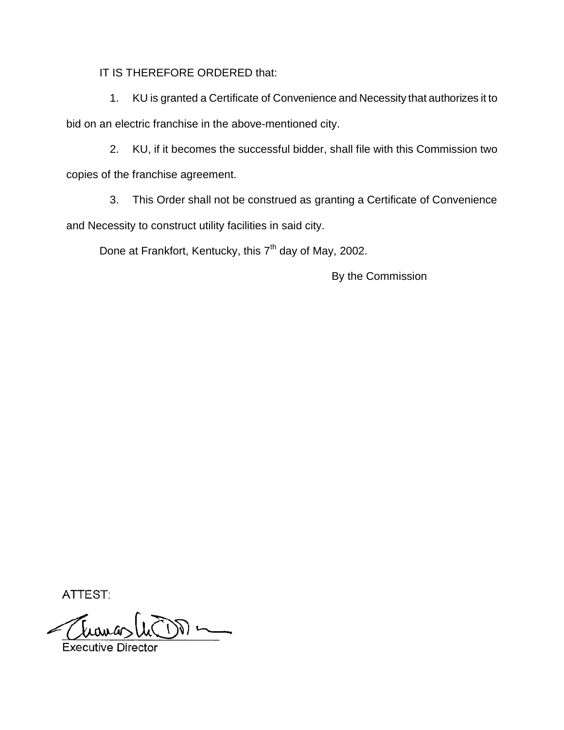IT IS THEREFORE ORDERED that:

1. KU is granted a Certificate of Convenience and Necessity that authorizes it to bid on an electric franchise in the above-mentioned city.

2. KU, if it becomes the successful bidder, shall file with this Commission two copies of the franchise agreement.

3. This Order shall not be construed as granting a Certificate of Convenience and Necessity to construct utility facilities in said city.

Done at Frankfort, Kentucky, this 7th day of May, 2002.

By the Commission

ATTEST:

Executive Director